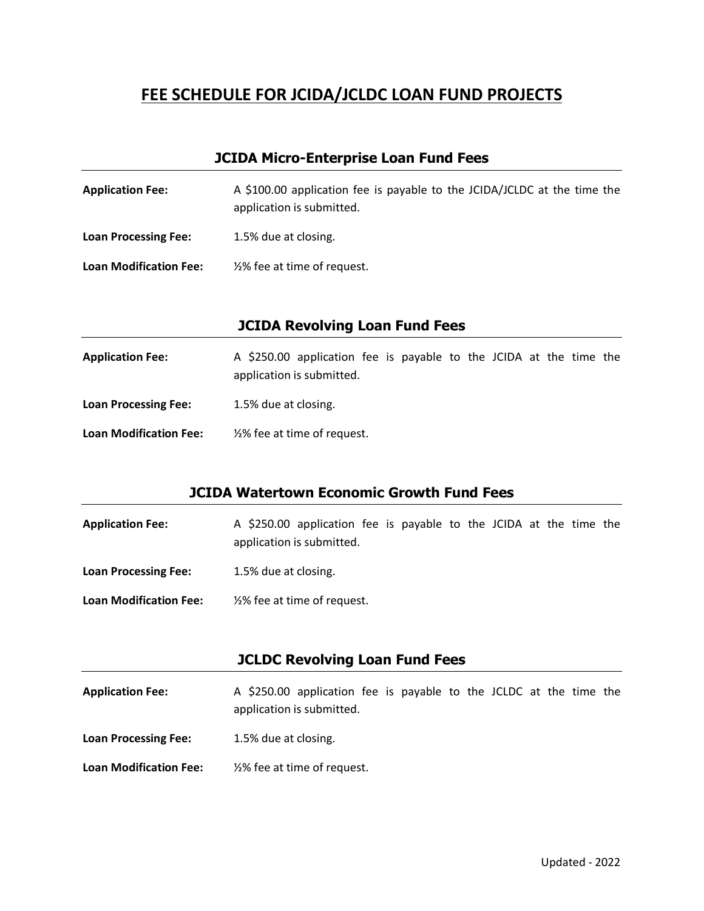# FEE SCHEDULE FOR JCIDA/JCLDC LOAN FUND PROJECTS

## JCIDA Micro-Enterprise Loan Fund Fees

**Application Fee:** A $100.00 application fee is payable to the JCIDA/JCLDC at the time the application is submitted.

**Loan Processing Fee:** 1.5% due at closing.

**Loan Modification Fee:** ½% fee at time of request.

## JCIDA Revolving Loan Fund Fees

**Application Fee:** A $250.00 application fee is payable to the JCIDA at the time the application is submitted.

**Loan Processing Fee:** 1.5% due at closing.

**Loan Modification Fee:** ½% fee at time of request.

## JCIDA Watertown Economic Growth Fund Fees

**Application Fee:** A $250.00 application fee is payable to the JCIDA at the time the application is submitted.

**Loan Processing Fee:** 1.5% due at closing.

**Loan Modification Fee:** ½% fee at time of request.

## JCLDC Revolving Loan Fund Fees

**Application Fee:** A $250.00 application fee is payable to the JCLDC at the time the application is submitted.

**Loan Processing Fee:** 1.5% due at closing.

**Loan Modification Fee:** ½% fee at time of request.

Updated - 2022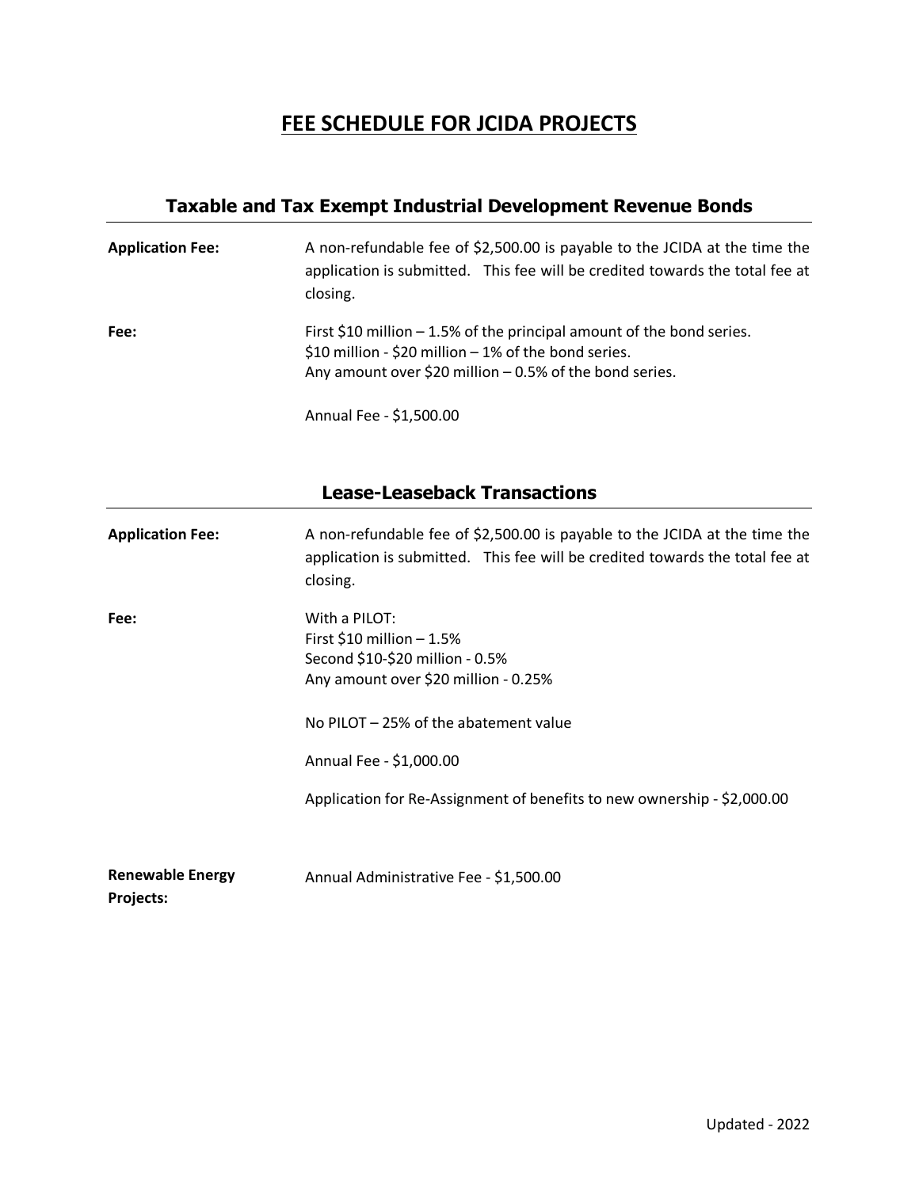# FEE SCHEDULE FOR JCIDA PROJECTS

## Taxable and Tax Exempt Industrial Development Revenue Bonds

**Application Fee:** A non-refundable fee of $2,500.00 is payable to the JCIDA at the time the application is submitted. This fee will be credited towards the total fee at closing.

**Fee:** First $10 million – 1.5% of the principal amount of the bond series.
$10 million - $20 million – 1% of the bond series.
Any amount over $20 million – 0.5% of the bond series.

Annual Fee - $1,500.00

## Lease-Leaseback Transactions

**Application Fee:** A non-refundable fee of $2,500.00 is payable to the JCIDA at the time the application is submitted. This fee will be credited towards the total fee at closing.

**Fee:** With a PILOT:
First $10 million – 1.5%
Second $10-$20 million - 0.5%
Any amount over $20 million - 0.25%

No PILOT – 25% of the abatement value

Annual Fee - $1,000.00

Application for Re-Assignment of benefits to new ownership - $2,000.00

**Renewable Energy Projects:** Annual Administrative Fee - $1,500.00

Updated - 2022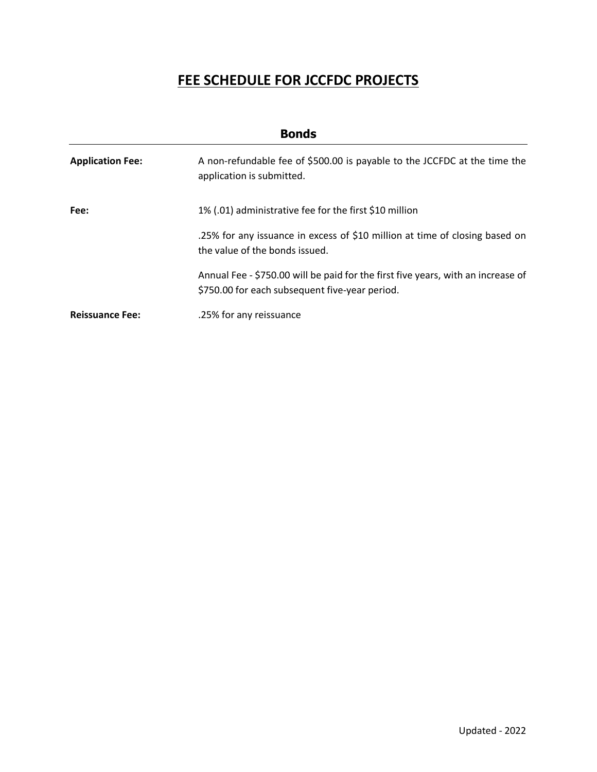# FEE SCHEDULE FOR JCCFDC PROJECTS

## Bonds

| | |
|---|---|
| **Application Fee:** | A non-refundable fee of $500.00 is payable to the JCCFDC at the time the application is submitted. |
| **Fee:** | 1% (.01) administrative fee for the first $10 million |
| | .25% for any issuance in excess of $10 million at time of closing based on the value of the bonds issued. |
| | Annual Fee - $750.00 will be paid for the first five years, with an increase of $750.00 for each subsequent five-year period. |
| **Reissuance Fee:** | .25% for any reissuance |

Updated - 2022